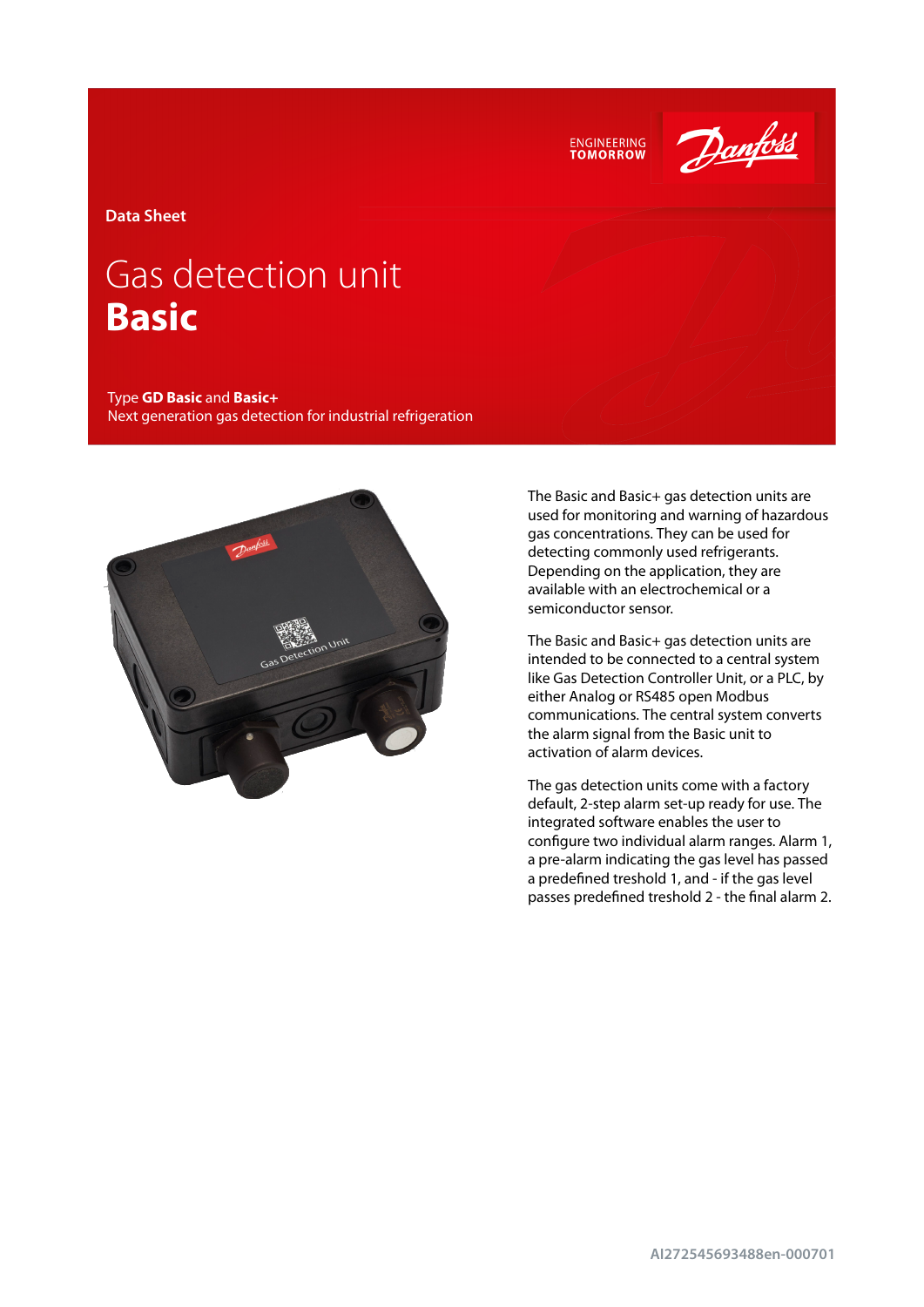ENGINEERING TOMORROW

**Data Sheet**

# Gas detection unit **Basic**

Type **GD Basic** and **Basic+**
Next generation gas detection for industrial refrigeration

The Basic and Basic+ gas detection units are used for monitoring and warning of hazardous gas concentrations. They can be used for detecting commonly used refrigerants. Depending on the application, they are available with an electrochemical or a semiconductor sensor.

The Basic and Basic+ gas detection units are intended to be connected to a central system like Gas Detection Controller Unit, or a PLC, by either Analog or RS485 open Modbus communications. The central system converts the alarm signal from the Basic unit to activation of alarm devices.

The gas detection units come with a factory default, 2-step alarm set-up ready for use. The integrated software enables the user to configure two individual alarm ranges. Alarm 1, a pre-alarm indicating the gas level has passed a predefined treshold 1, and - if the gas level passes predefined treshold 2 - the final alarm 2.

AI272545693488en-000701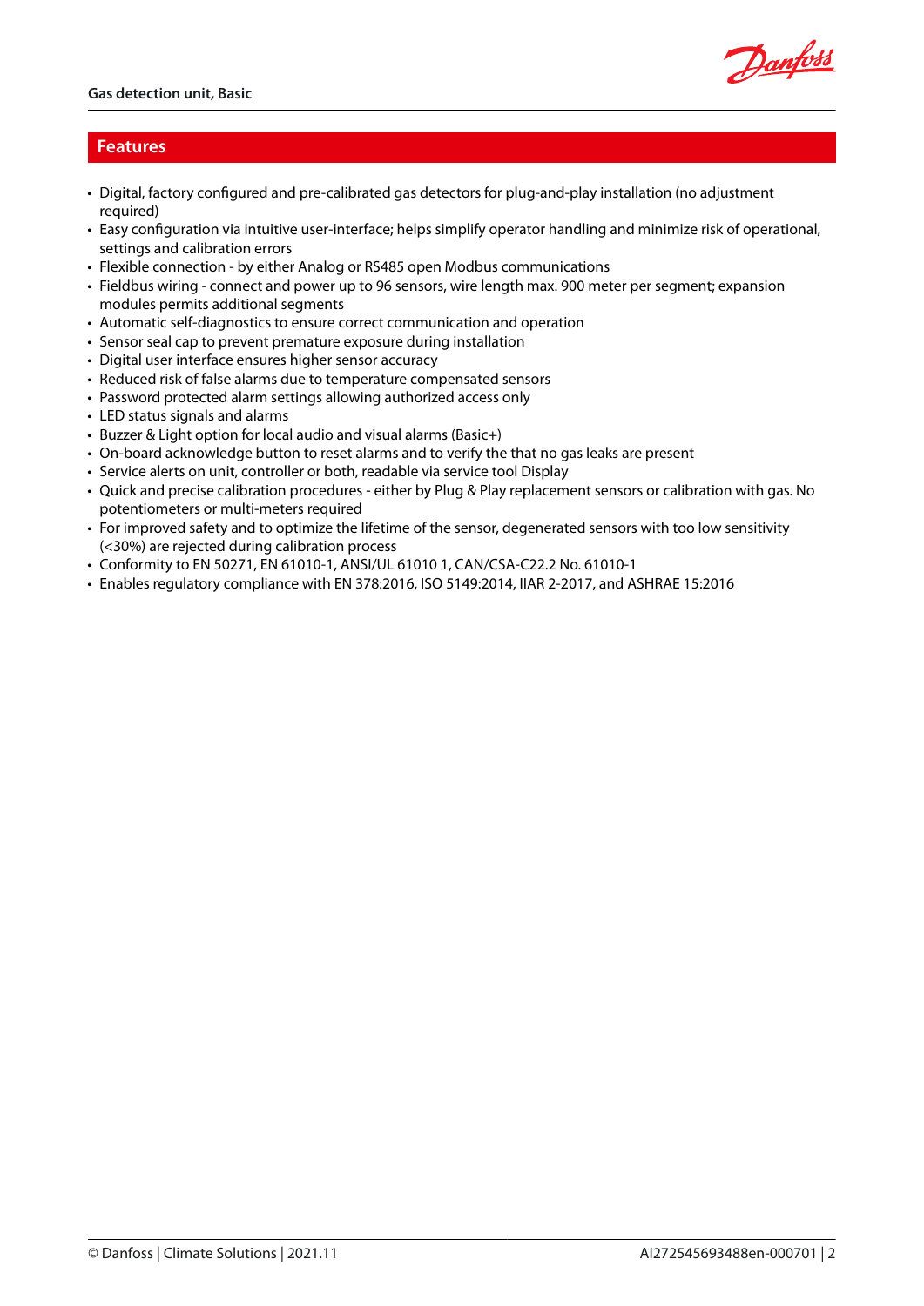## Features

- Digital, factory configured and pre-calibrated gas detectors for plug-and-play installation (no adjustment required)
- Easy configuration via intuitive user-interface; helps simplify operator handling and minimize risk of operational, settings and calibration errors
- Flexible connection - by either Analog or RS485 open Modbus communications
- Fieldbus wiring - connect and power up to 96 sensors, wire length max. 900 meter per segment; expansion modules permits additional segments
- Automatic self-diagnostics to ensure correct communication and operation
- Sensor seal cap to prevent premature exposure during installation
- Digital user interface ensures higher sensor accuracy
- Reduced risk of false alarms due to temperature compensated sensors
- Password protected alarm settings allowing authorized access only
- LED status signals and alarms
- Buzzer & Light option for local audio and visual alarms (Basic+)
- On-board acknowledge button to reset alarms and to verify the that no gas leaks are present
- Service alerts on unit, controller or both, readable via service tool Display
- Quick and precise calibration procedures - either by Plug & Play replacement sensors or calibration with gas. No potentiometers or multi-meters required
- For improved safety and to optimize the lifetime of the sensor, degenerated sensors with too low sensitivity (<30%) are rejected during calibration process
- Conformity to EN 50271, EN 61010-1, ANSI/UL 61010 1, CAN/CSA-C22.2 No. 61010-1
- Enables regulatory compliance with EN 378:2016, ISO 5149:2014, IIAR 2-2017, and ASHRAE 15:2016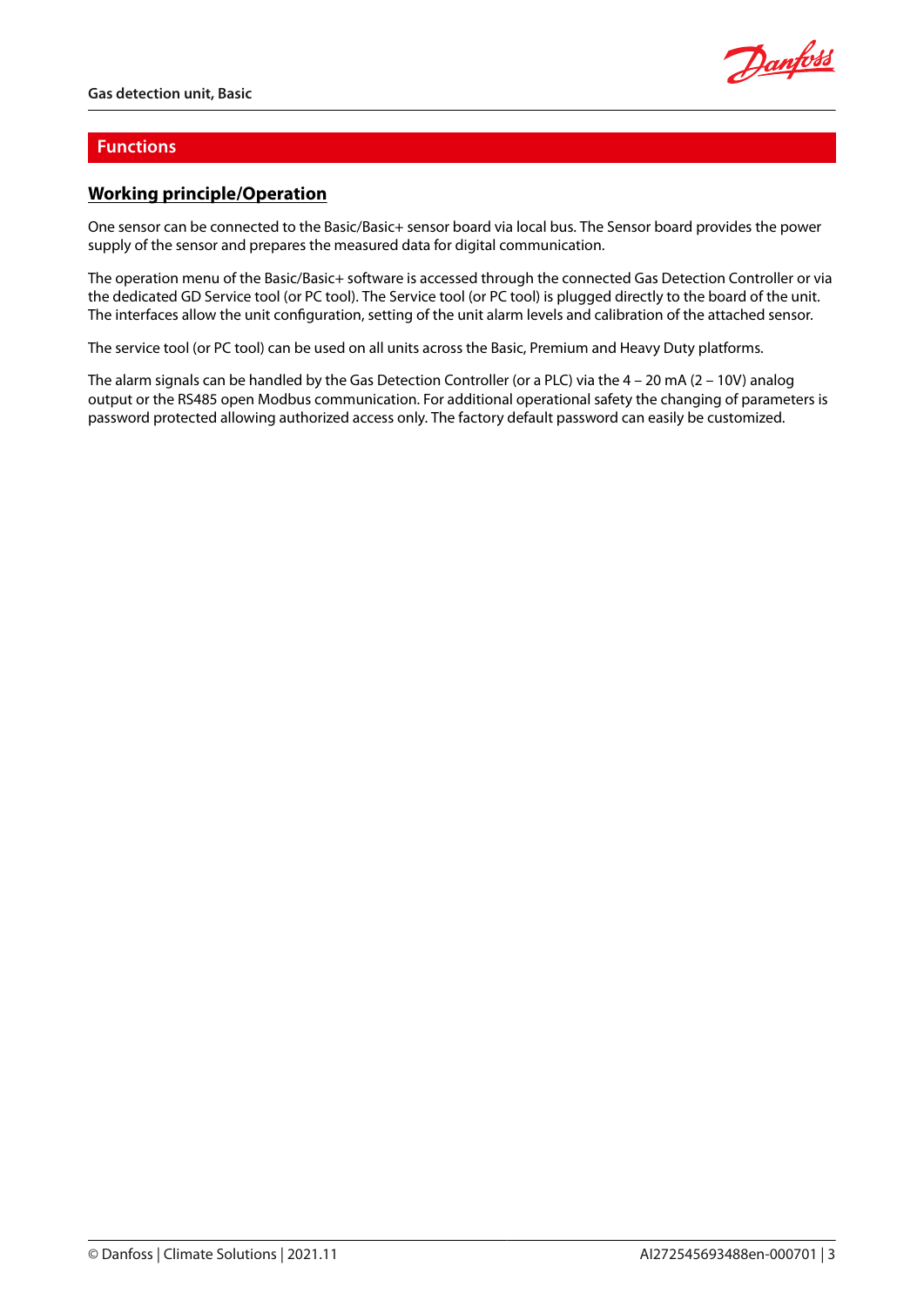## Functions

### Working principle/Operation

One sensor can be connected to the Basic/Basic+ sensor board via local bus. The Sensor board provides the power supply of the sensor and prepares the measured data for digital communication.

The operation menu of the Basic/Basic+ software is accessed through the connected Gas Detection Controller or via the dedicated GD Service tool (or PC tool). The Service tool (or PC tool) is plugged directly to the board of the unit. The interfaces allow the unit configuration, setting of the unit alarm levels and calibration of the attached sensor.

The service tool (or PC tool) can be used on all units across the Basic, Premium and Heavy Duty platforms.

The alarm signals can be handled by the Gas Detection Controller (or a PLC) via the 4 – 20 mA (2 – 10V) analog output or the RS485 open Modbus communication. For additional operational safety the changing of parameters is password protected allowing authorized access only. The factory default password can easily be customized.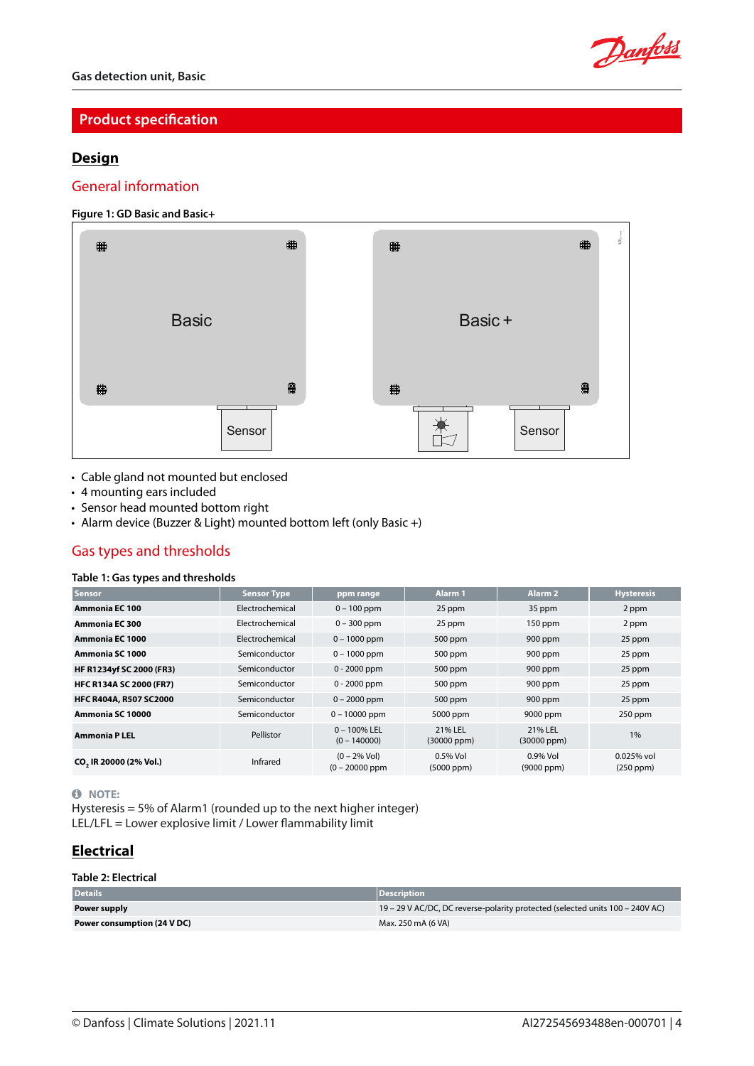## Product specification

### Design

#### General information

**Figure 1: GD Basic and Basic+**

- Cable gland not mounted but enclosed
- 4 mounting ears included
- Sensor head mounted bottom right
- Alarm device (Buzzer & Light) mounted bottom left (only Basic +)

#### Gas types and thresholds

**Table 1: Gas types and thresholds**

| Sensor | Sensor Type | ppm range | Alarm 1 | Alarm 2 | Hysteresis |
|---|---|---|---|---|---|
| **Ammonia EC 100** | Electrochemical | 0 – 100 ppm | 25 ppm | 35 ppm | 2 ppm |
| **Ammonia EC 300** | Electrochemical | 0 – 300 ppm | 25 ppm | 150 ppm | 2 ppm |
| **Ammonia EC 1000** | Electrochemical | 0 – 1000 ppm | 500 ppm | 900 ppm | 25 ppm |
| **Ammonia SC 1000** | Semiconductor | 0 – 1000 ppm | 500 ppm | 900 ppm | 25 ppm |
| **HF R1234yf SC 2000 (FR3)** | Semiconductor | 0 - 2000 ppm | 500 ppm | 900 ppm | 25 ppm |
| **HFC R134A SC 2000 (FR7)** | Semiconductor | 0 - 2000 ppm | 500 ppm | 900 ppm | 25 ppm |
| **HFC R404A, R507 SC2000** | Semiconductor | 0 – 2000 ppm | 500 ppm | 900 ppm | 25 ppm |
| **Ammonia SC 10000** | Semiconductor | 0 – 10000 ppm | 5000 ppm | 9000 ppm | 250 ppm |
| **Ammonia P LEL** | Pellistor | 0 – 100% LEL (0 – 140000) | 21% LEL (30000 ppm) | 21% LEL (30000 ppm) | 1% |
| **$CO_2$ IR 20000 (2% Vol.)** | Infrared | (0 – 2% Vol) (0 – 20000 ppm | 0.5% Vol (5000 ppm) | 0.9% Vol (9000 ppm) | 0.025% vol (250 ppm) |

**NOTE:**
Hysteresis = 5% of Alarm1 (rounded up to the next higher integer)
LEL/LFL = Lower explosive limit / Lower flammability limit

### Electrical

**Table 2: Electrical**

| Details | Description |
|---|---|
| **Power supply** | 19 – 29 V AC/DC, DC reverse-polarity protected (selected units 100 – 240V AC) |
| **Power consumption (24 V DC)** | Max. 250 mA (6 VA) |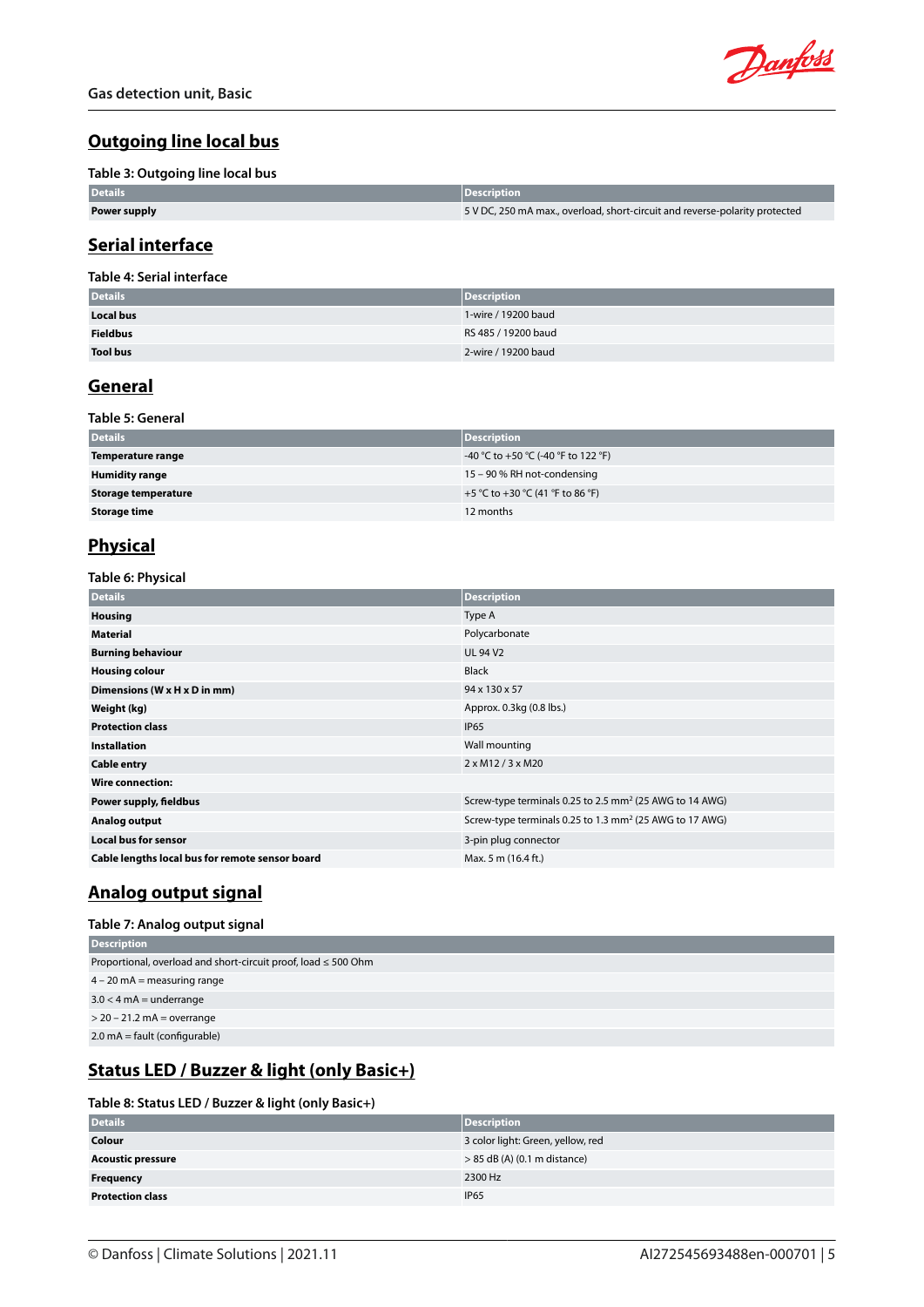## Outgoing line local bus

Table 3: Outgoing line local bus

| Details | Description |
|---|---|
| **Power supply** | 5 V DC, 250 mA max., overload, short-circuit and reverse-polarity protected |

## Serial interface

Table 4: Serial interface

| Details | Description |
|---|---|
| **Local bus** | 1-wire / 19200 baud |
| **Fieldbus** | RS 485 / 19200 baud |
| **Tool bus** | 2-wire / 19200 baud |

## General

Table 5: General

| Details | Description |
|---|---|
| **Temperature range** | -40 °C to +50 °C (-40 °F to 122 °F) |
| **Humidity range** | 15 – 90 % RH not-condensing |
| **Storage temperature** | +5 °C to +30 °C (41 °F to 86 °F) |
| **Storage time** | 12 months |

## Physical

Table 6: Physical

| Details | Description |
|---|---|
| **Housing** | Type A |
| **Material** | Polycarbonate |
| **Burning behaviour** | UL 94 V2 |
| **Housing colour** | Black |
| **Dimensions (W x H x D in mm)** | 94 x 130 x 57 |
| **Weight (kg)** | Approx. 0.3kg (0.8 lbs.) |
| **Protection class** | IP65 |
| **Installation** | Wall mounting |
| **Cable entry** | 2 x M12 / 3 x M20 |
| **Wire connection:** | |
| **Power supply, fieldbus** | Screw-type terminals 0.25 to 2.5 mm$^2$ (25 AWG to 14 AWG) |
| **Analog output** | Screw-type terminals 0.25 to 1.3 mm$^2$ (25 AWG to 17 AWG) |
| **Local bus for sensor** | 3-pin plug connector |
| **Cable lengths local bus for remote sensor board** | Max. 5 m (16.4 ft.) |

## Analog output signal

Table 7: Analog output signal

| Description |
|---|
| Proportional, overload and short-circuit proof, load ≤ 500 Ohm |
| 4 – 20 mA = measuring range |
| 3.0 < 4 mA = underrange |
| > 20 – 21.2 mA = overrange |
| 2.0 mA = fault (configurable) |

## Status LED / Buzzer & light (only Basic+)

Table 8: Status LED / Buzzer & light (only Basic+)

| Details | Description |
|---|---|
| **Colour** | 3 color light: Green, yellow, red |
| **Acoustic pressure** | > 85 dB (A) (0.1 m distance) |
| **Frequency** | 2300 Hz |
| **Protection class** | IP65 |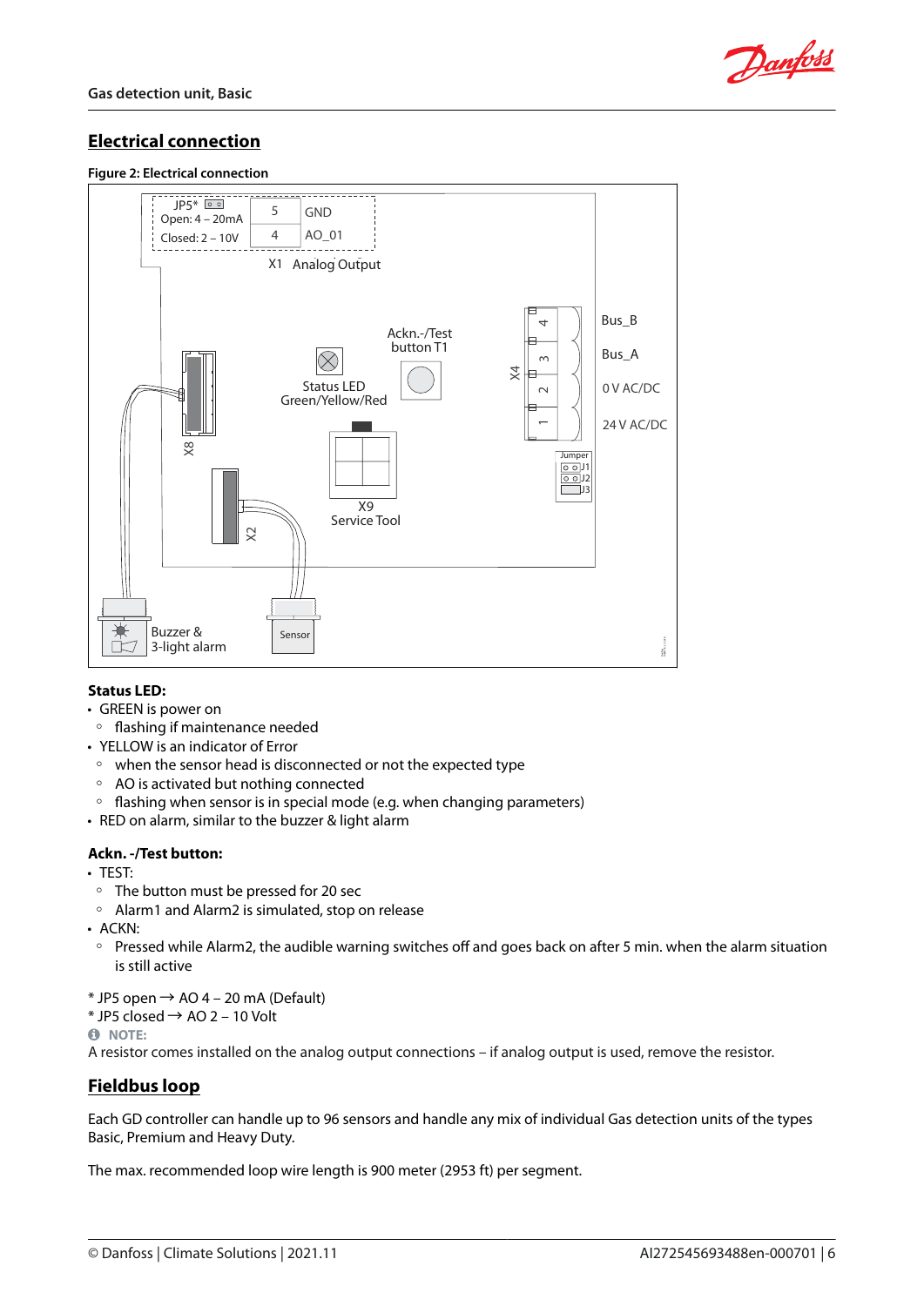## Electrical connection

**Figure 2: Electrical connection**

**Status LED:**

- GREEN is power on
  - flashing if maintenance needed
- YELLOW is an indicator of Error
  - when the sensor head is disconnected or not the expected type
  - AO is activated but nothing connected
  - flashing when sensor is in special mode (e.g. when changing parameters)
- RED on alarm, similar to the buzzer & light alarm

**Ackn. -/Test button:**

- TEST:
  - The button must be pressed for 20 sec
  - Alarm1 and Alarm2 is simulated, stop on release
- ACKN:
  - Pressed while Alarm2, the audible warning switches off and goes back on after 5 min. when the alarm situation is still active

\* JP5 open → AO 4 – 20 mA (Default)
\* JP5 closed → AO 2 – 10 Volt

**NOTE:**
A resistor comes installed on the analog output connections – if analog output is used, remove the resistor.

## Fieldbus loop

Each GD controller can handle up to 96 sensors and handle any mix of individual Gas detection units of the types Basic, Premium and Heavy Duty.

The max. recommended loop wire length is 900 meter (2953 ft) per segment.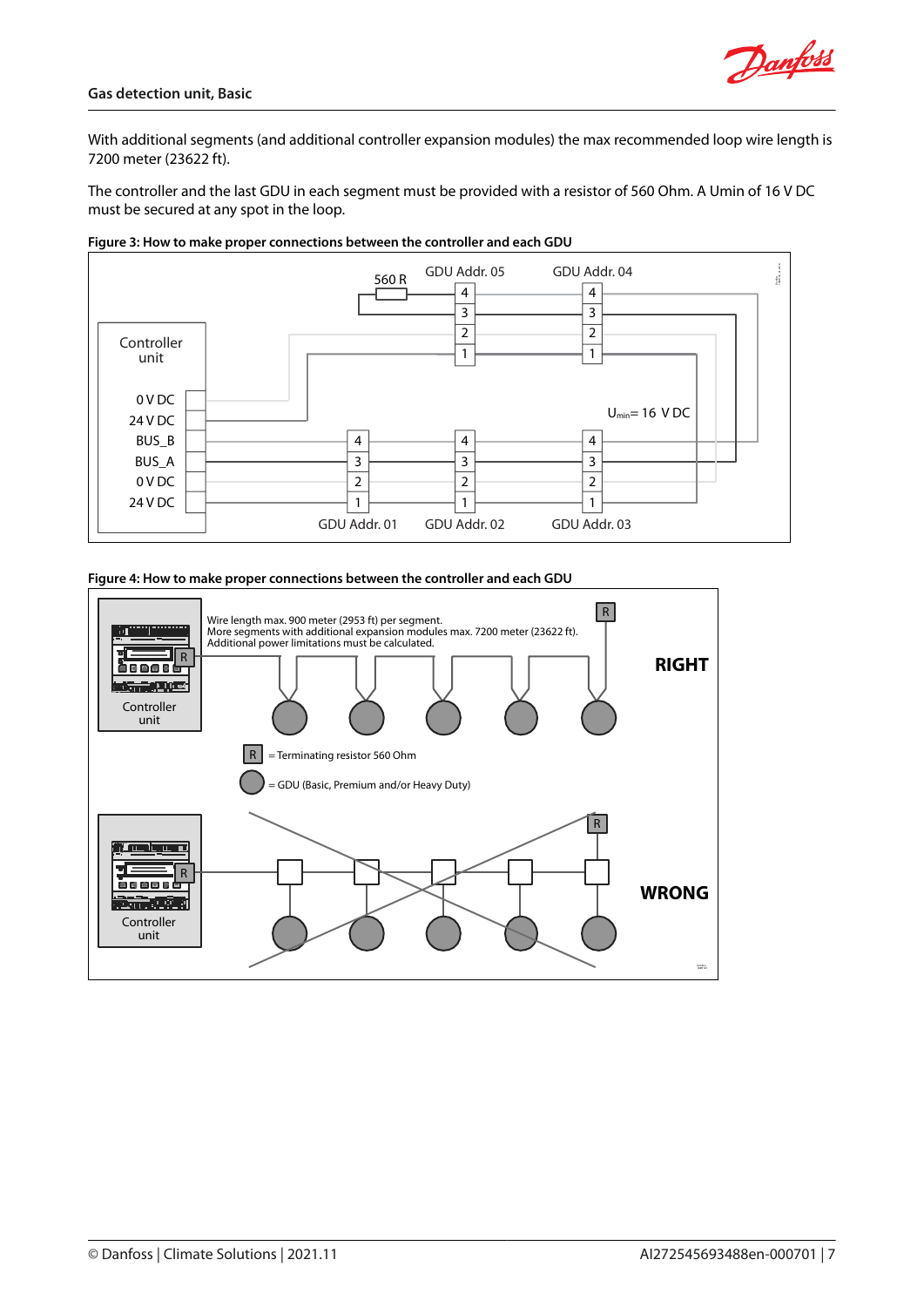With additional segments (and additional controller expansion modules) the max recommended loop wire length is 7200 meter (23622 ft).

The controller and the last GDU in each segment must be provided with a resistor of 560 Ohm. A Umin of 16 V DC must be secured at any spot in the loop.

**Figure 3: How to make proper connections between the controller and each GDU**

**Figure 4: How to make proper connections between the controller and each GDU**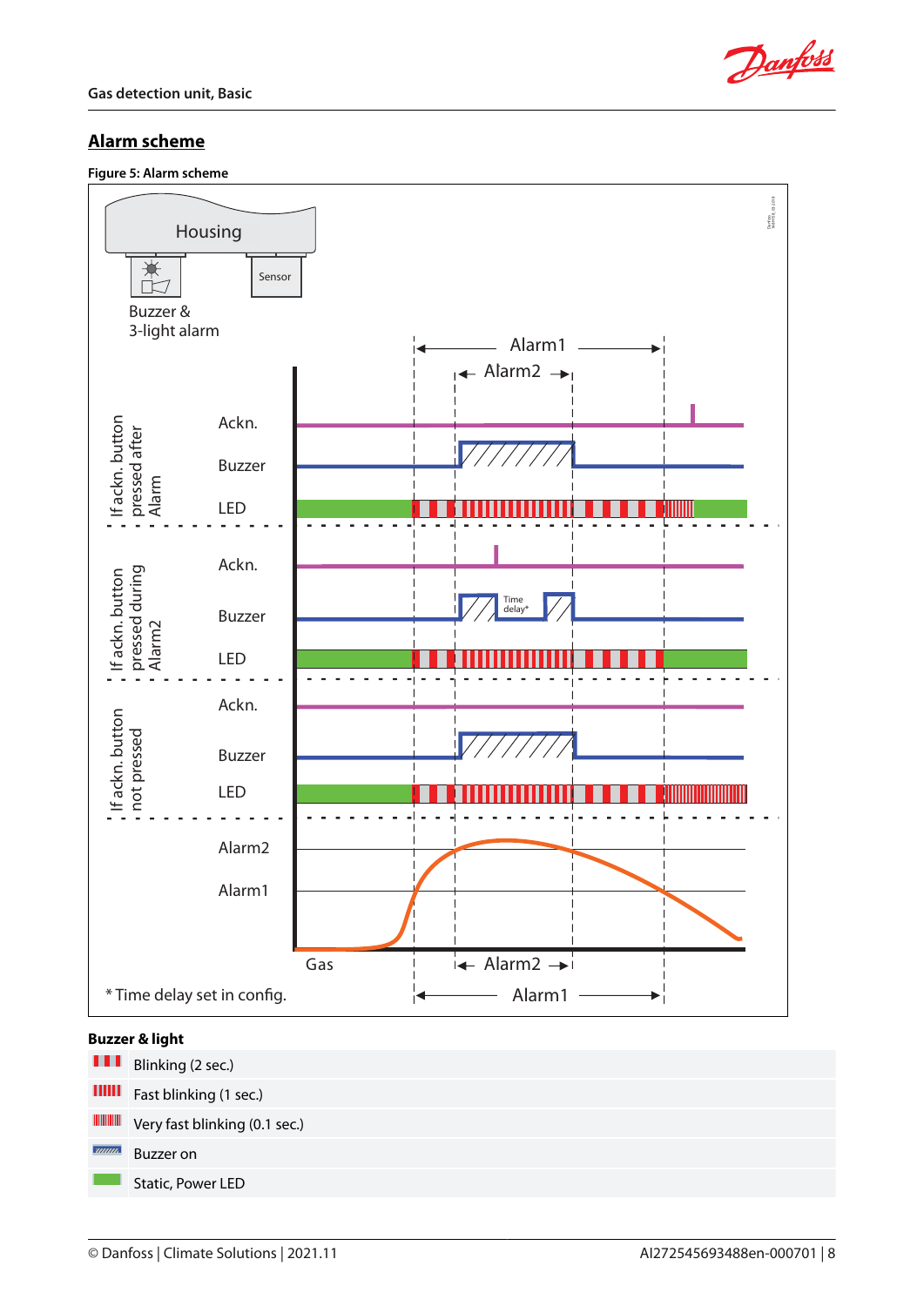## Alarm scheme

**Figure 5: Alarm scheme**

Housing

Sensor

Buzzer & 3-light alarm

Alarm1

Alarm2

If ackn. button pressed after Alarm

Ackn.

Buzzer

LED

If ackn. button pressed during Alarm2

Ackn.

Buzzer

Time delay*

LED

If ackn. button not pressed

Ackn.

Buzzer

LED

Alarm2

Alarm1

Gas

Alarm2

Alarm1

* Time delay set in config.

**Buzzer & light**

| | |
|---|---|
| | Blinking (2 sec.) |
| | Fast blinking (1 sec.) |
| | Very fast blinking (0.1 sec.) |
| | Buzzer on |
| | Static, Power LED |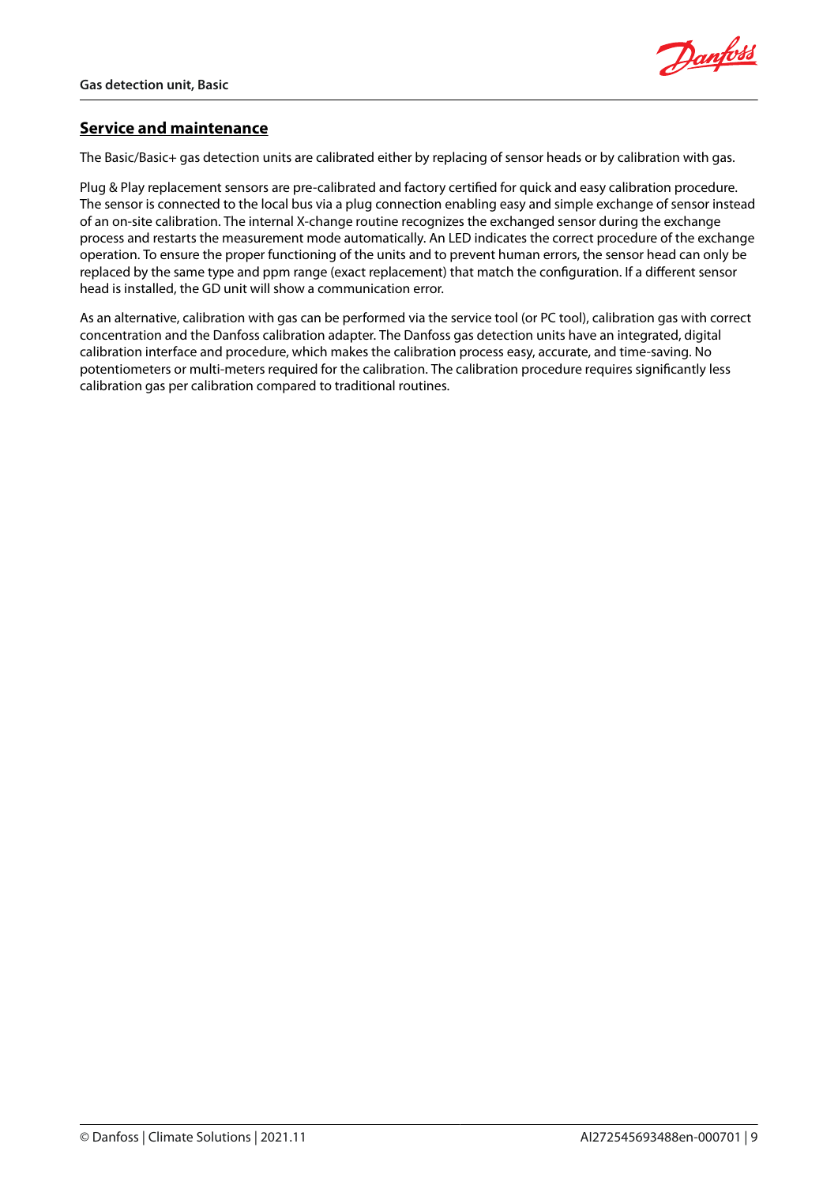## Service and maintenance

The Basic/Basic+ gas detection units are calibrated either by replacing of sensor heads or by calibration with gas.

Plug & Play replacement sensors are pre-calibrated and factory certified for quick and easy calibration procedure. The sensor is connected to the local bus via a plug connection enabling easy and simple exchange of sensor instead of an on-site calibration. The internal X-change routine recognizes the exchanged sensor during the exchange process and restarts the measurement mode automatically. An LED indicates the correct procedure of the exchange operation. To ensure the proper functioning of the units and to prevent human errors, the sensor head can only be replaced by the same type and ppm range (exact replacement) that match the configuration. If a different sensor head is installed, the GD unit will show a communication error.

As an alternative, calibration with gas can be performed via the service tool (or PC tool), calibration gas with correct concentration and the Danfoss calibration adapter. The Danfoss gas detection units have an integrated, digital calibration interface and procedure, which makes the calibration process easy, accurate, and time-saving. No potentiometers or multi-meters required for the calibration. The calibration procedure requires significantly less calibration gas per calibration compared to traditional routines.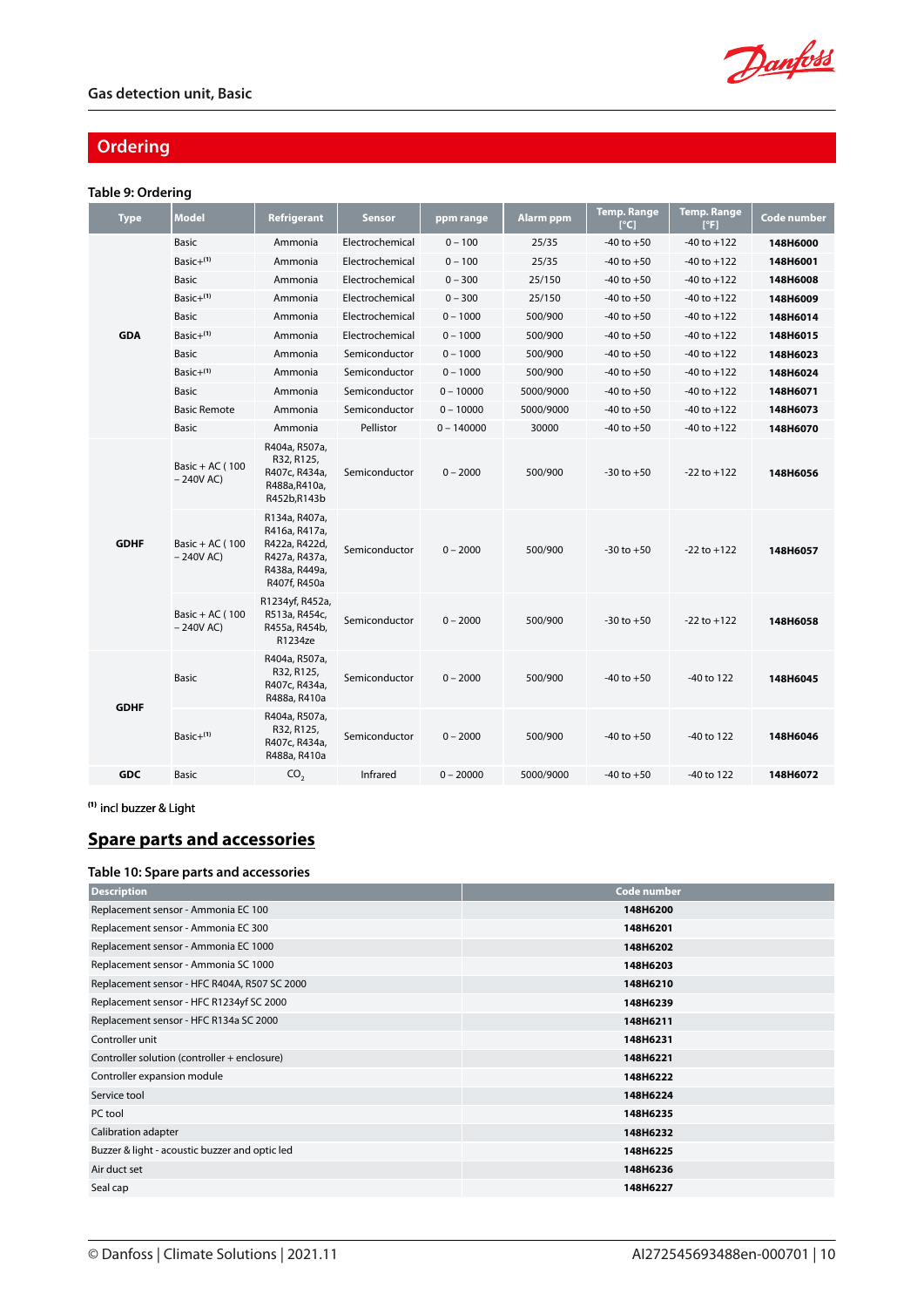## Ordering

**Table 9: Ordering**

| Type | Model | Refrigerant | Sensor | ppm range | Alarm ppm | Temp. Range [°C] | Temp. Range [°F] | Code number |
|---|---|---|---|---|---|---|---|---|
| GDA | Basic | Ammonia | Electrochemical | 0 – 100 | 25/35 | -40 to +50 | -40 to +122 | **148H6000** |
| | Basic+[1] | Ammonia | Electrochemical | 0 – 100 | 25/35 | -40 to +50 | -40 to +122 | **148H6001** |
| | Basic | Ammonia | Electrochemical | 0 – 300 | 25/150 | -40 to +50 | -40 to +122 | **148H6008** |
| | Basic+[1] | Ammonia | Electrochemical | 0 – 300 | 25/150 | -40 to +50 | -40 to +122 | **148H6009** |
| | Basic | Ammonia | Electrochemical | 0 – 1000 | 500/900 | -40 to +50 | -40 to +122 | **148H6014** |
| | Basic+[1] | Ammonia | Electrochemical | 0 – 1000 | 500/900 | -40 to +50 | -40 to +122 | **148H6015** |
| | Basic | Ammonia | Semiconductor | 0 – 1000 | 500/900 | -40 to +50 | -40 to +122 | **148H6023** |
| | Basic+[1] | Ammonia | Semiconductor | 0 – 1000 | 500/900 | -40 to +50 | -40 to +122 | **148H6024** |
| | Basic | Ammonia | Semiconductor | 0 – 10000 | 5000/9000 | -40 to +50 | -40 to +122 | **148H6071** |
| | Basic Remote | Ammonia | Semiconductor | 0 – 10000 | 5000/9000 | -40 to +50 | -40 to +122 | **148H6073** |
| | Basic | Ammonia | Pellistor | 0 – 140000 | 30000 | -40 to +50 | -40 to +122 | **148H6070** |
| GDHF | Basic + AC ( 100 – 240V AC) | R404a, R507a, R32, R125, R407c, R434a, R488a,R410a, R452b,R143b | Semiconductor | 0 – 2000 | 500/900 | -30 to +50 | -22 to +122 | **148H6056** |
| | Basic + AC ( 100 – 240V AC) | R134a, R407a, R416a, R417a, R422a, R422d, R427a, R437a, R438a, R449a, R407f, R450a | Semiconductor | 0 – 2000 | 500/900 | -30 to +50 | -22 to +122 | **148H6057** |
| | Basic + AC ( 100 – 240V AC) | R1234yf, R452a, R513a, R454c, R455a, R454b, R1234ze | Semiconductor | 0 – 2000 | 500/900 | -30 to +50 | -22 to +122 | **148H6058** |
| GDHF | Basic | R404a, R507a, R32, R125, R407c, R434a, R488a, R410a | Semiconductor | 0 – 2000 | 500/900 | -40 to +50 | -40 to 122 | **148H6045** |
| | Basic+[1] | R404a, R507a, R32, R125, R407c, R434a, R488a, R410a | Semiconductor | 0 – 2000 | 500/900 | -40 to +50 | -40 to 122 | **148H6046** |
| GDC | Basic | $CO_2$ | Infrared | 0 – 20000 | 5000/9000 | -40 to +50 | -40 to 122 | **148H6072** |

[1] incl buzzer & Light

## Spare parts and accessories

**Table 10: Spare parts and accessories**

| Description | Code number |
|---|---|
| Replacement sensor - Ammonia EC 100 | **148H6200** |
| Replacement sensor - Ammonia EC 300 | **148H6201** |
| Replacement sensor - Ammonia EC 1000 | **148H6202** |
| Replacement sensor - Ammonia SC 1000 | **148H6203** |
| Replacement sensor - HFC R404A, R507 SC 2000 | **148H6210** |
| Replacement sensor - HFC R1234yf SC 2000 | **148H6239** |
| Replacement sensor - HFC R134a SC 2000 | **148H6211** |
| Controller unit | **148H6231** |
| Controller solution (controller + enclosure) | **148H6221** |
| Controller expansion module | **148H6222** |
| Service tool | **148H6224** |
| PC tool | **148H6235** |
| Calibration adapter | **148H6232** |
| Buzzer & light - acoustic buzzer and optic led | **148H6225** |
| Air duct set | **148H6236** |
| Seal cap | **148H6227** |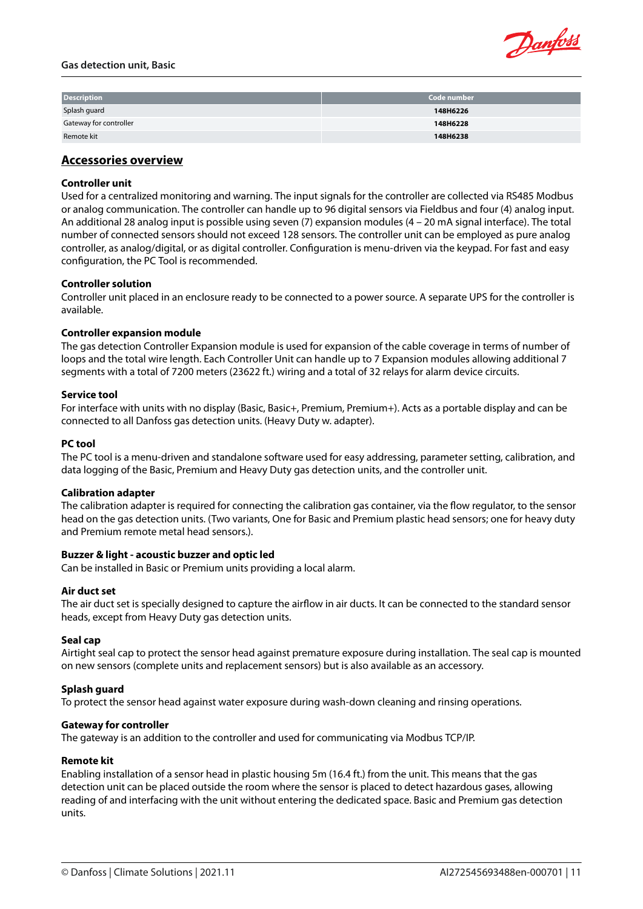| Description | Code number |
| --- | --- |
| Splash guard | **148H6226** |
| Gateway for controller | **148H6228** |
| Remote kit | **148H6238** |

## Accessories overview

**Controller unit**
Used for a centralized monitoring and warning. The input signals for the controller are collected via RS485 Modbus or analog communication. The controller can handle up to 96 digital sensors via Fieldbus and four (4) analog input. An additional 28 analog input is possible using seven (7) expansion modules (4 – 20 mA signal interface). The total number of connected sensors should not exceed 128 sensors. The controller unit can be employed as pure analog controller, as analog/digital, or as digital controller. Configuration is menu-driven via the keypad. For fast and easy configuration, the PC Tool is recommended.

**Controller solution**
Controller unit placed in an enclosure ready to be connected to a power source. A separate UPS for the controller is available.

**Controller expansion module**
The gas detection Controller Expansion module is used for expansion of the cable coverage in terms of number of loops and the total wire length. Each Controller Unit can handle up to 7 Expansion modules allowing additional 7 segments with a total of 7200 meters (23622 ft.) wiring and a total of 32 relays for alarm device circuits.

**Service tool**
For interface with units with no display (Basic, Basic+, Premium, Premium+). Acts as a portable display and can be connected to all Danfoss gas detection units. (Heavy Duty w. adapter).

**PC tool**
The PC tool is a menu-driven and standalone software used for easy addressing, parameter setting, calibration, and data logging of the Basic, Premium and Heavy Duty gas detection units, and the controller unit.

**Calibration adapter**
The calibration adapter is required for connecting the calibration gas container, via the flow regulator, to the sensor head on the gas detection units. (Two variants, One for Basic and Premium plastic head sensors; one for heavy duty and Premium remote metal head sensors.).

**Buzzer & light - acoustic buzzer and optic led**
Can be installed in Basic or Premium units providing a local alarm.

**Air duct set**
The air duct set is specially designed to capture the airflow in air ducts. It can be connected to the standard sensor heads, except from Heavy Duty gas detection units.

**Seal cap**
Airtight seal cap to protect the sensor head against premature exposure during installation. The seal cap is mounted on new sensors (complete units and replacement sensors) but is also available as an accessory.

**Splash guard**
To protect the sensor head against water exposure during wash-down cleaning and rinsing operations.

**Gateway for controller**
The gateway is an addition to the controller and used for communicating via Modbus TCP/IP.

**Remote kit**
Enabling installation of a sensor head in plastic housing 5m (16.4 ft.) from the unit. This means that the gas detection unit can be placed outside the room where the sensor is placed to detect hazardous gases, allowing reading of and interfacing with the unit without entering the dedicated space. Basic and Premium gas detection units.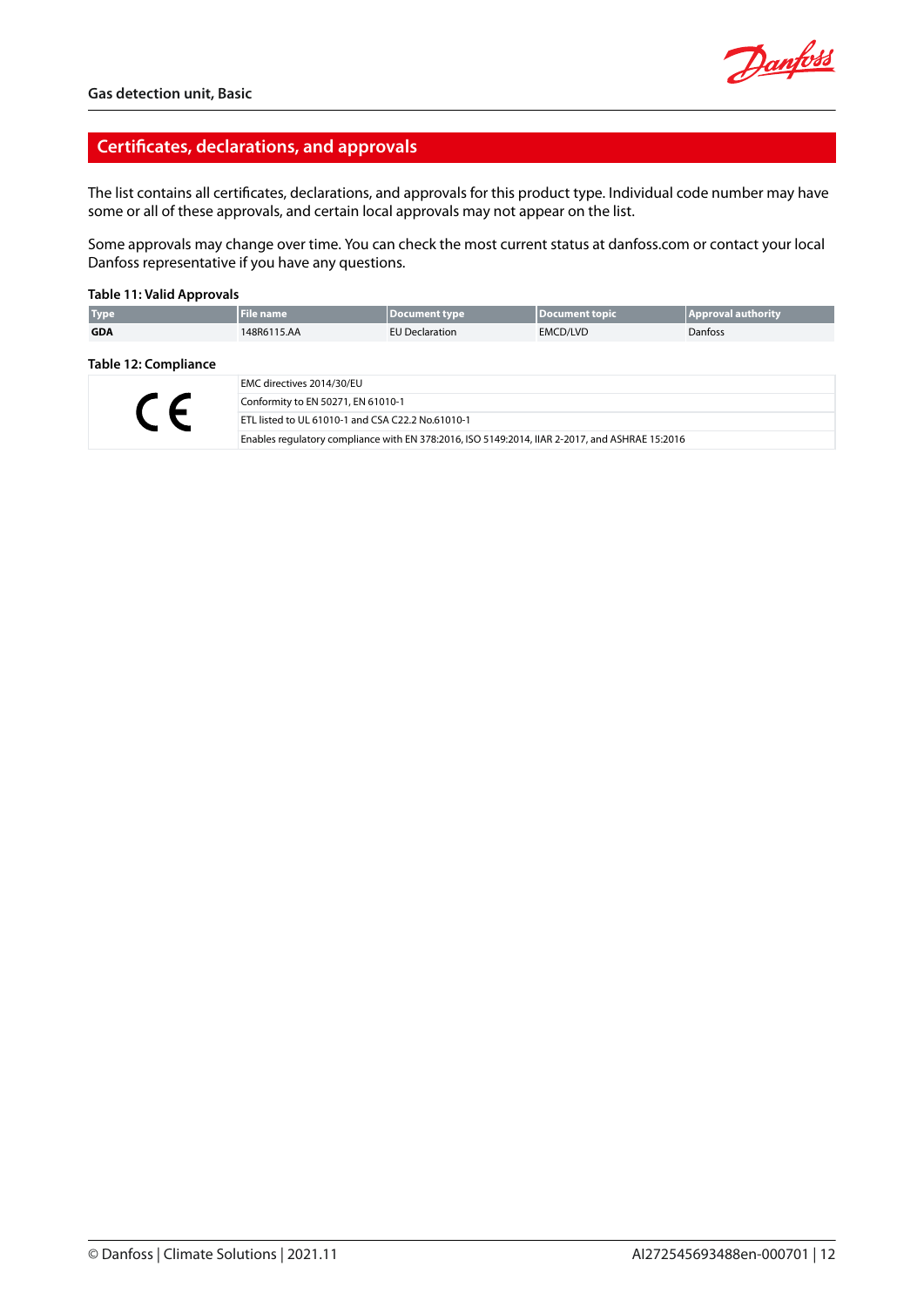## Certificates, declarations, and approvals

The list contains all certificates, declarations, and approvals for this product type. Individual code number may have some or all of these approvals, and certain local approvals may not appear on the list.

Some approvals may change over time. You can check the most current status at danfoss.com or contact your local Danfoss representative if you have any questions.

**Table 11: Valid Approvals**

| Type | File name | Document type | Document topic | Approval authority |
| --- | --- | --- | --- | --- |
| **GDA** | 148R6115.AA | EU Declaration | EMCD/LVD | Danfoss |

**Table 12: Compliance**

| | |
| --- | --- |
| CE | EMC directives 2014/30/EU |
| | Conformity to EN 50271, EN 61010-1 |
| | ETL listed to UL 61010-1 and CSA C22.2 No.61010-1 |
| | Enables regulatory compliance with EN 378:2016, ISO 5149:2014, IIAR 2-2017, and ASHRAE 15:2016 |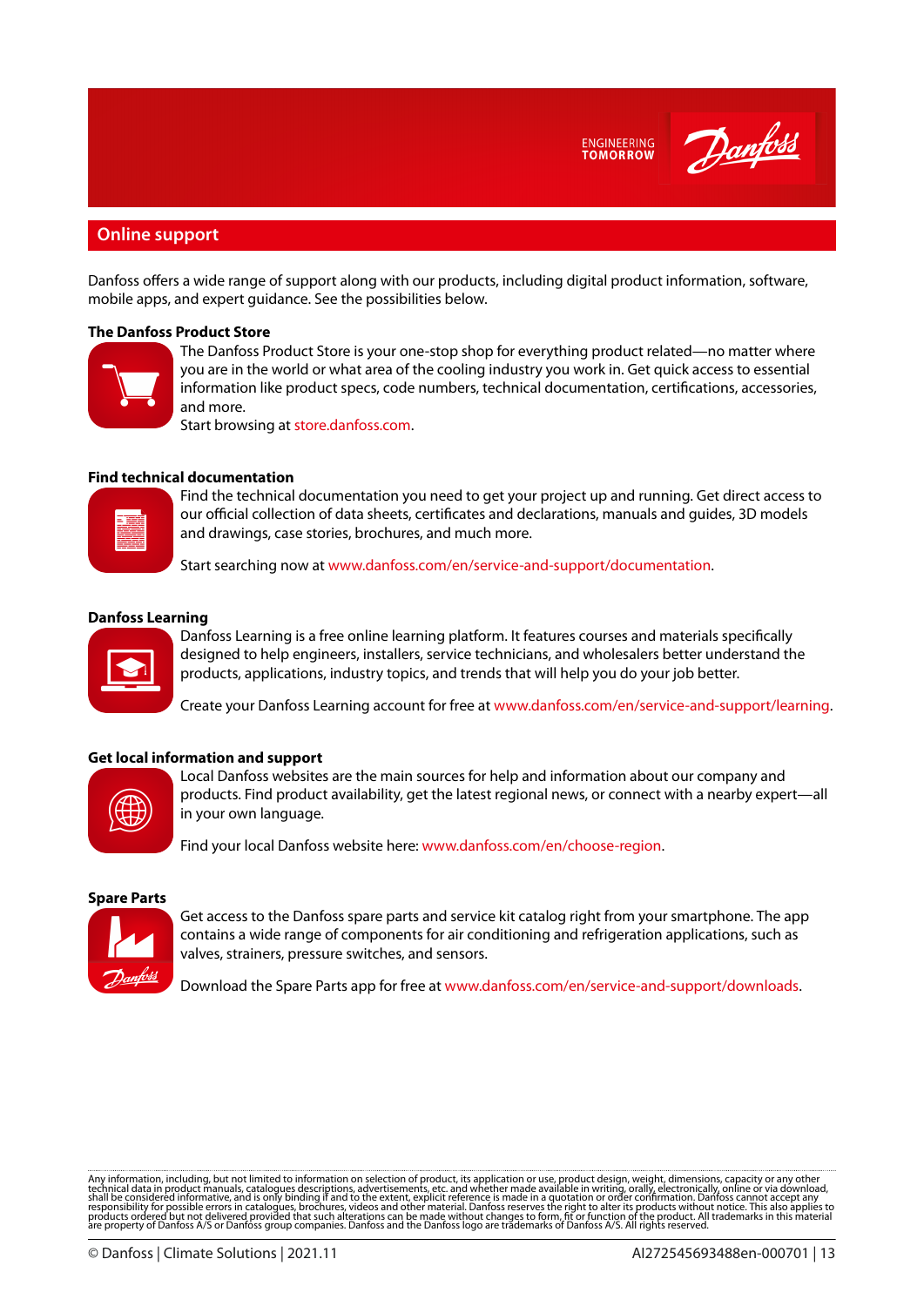## Online support

Danfoss offers a wide range of support along with our products, including digital product information, software, mobile apps, and expert guidance. See the possibilities below.

### The Danfoss Product Store

The Danfoss Product Store is your one-stop shop for everything product related—no matter where you are in the world or what area of the cooling industry you work in. Get quick access to essential information like product specs, code numbers, technical documentation, certifications, accessories, and more.
Start browsing at store.danfoss.com.

### Find technical documentation

Find the technical documentation you need to get your project up and running. Get direct access to our official collection of data sheets, certificates and declarations, manuals and guides, 3D models and drawings, case stories, brochures, and much more.

Start searching now at www.danfoss.com/en/service-and-support/documentation.

### Danfoss Learning

Danfoss Learning is a free online learning platform. It features courses and materials specifically designed to help engineers, installers, service technicians, and wholesalers better understand the products, applications, industry topics, and trends that will help you do your job better.

Create your Danfoss Learning account for free at www.danfoss.com/en/service-and-support/learning.

### Get local information and support

Local Danfoss websites are the main sources for help and information about our company and products. Find product availability, get the latest regional news, or connect with a nearby expert—all in your own language.

Find your local Danfoss website here: www.danfoss.com/en/choose-region.

### Spare Parts

Get access to the Danfoss spare parts and service kit catalog right from your smartphone. The app contains a wide range of components for air conditioning and refrigeration applications, such as valves, strainers, pressure switches, and sensors.

Download the Spare Parts app for free at www.danfoss.com/en/service-and-support/downloads.

Any information, including, but not limited to information on selection of product, its application or use, product design, weight, dimensions, capacity or any other technical data in product manuals, catalogues descriptions, advertisements, etc. and whether made available in writing, orally, electronically, online or via download, shall be considered informative, and is only binding if and to the extent, explicit reference is made in a quotation or order confirmation. Danfoss cannot accept any responsibility for possible errors in catalogues, brochures, videos and other material. Danfoss reserves the right to alter its products without notice. This also applies to products ordered but not delivered provided that such alterations can be made without changes to form, fit or function of the product. All trademarks in this material are property of Danfoss A/S or Danfoss group companies. Danfoss and the Danfoss logo are trademarks of Danfoss A/S. All rights reserved.

© Danfoss | Climate Solutions | 2021.11 AI272545693488en-000701